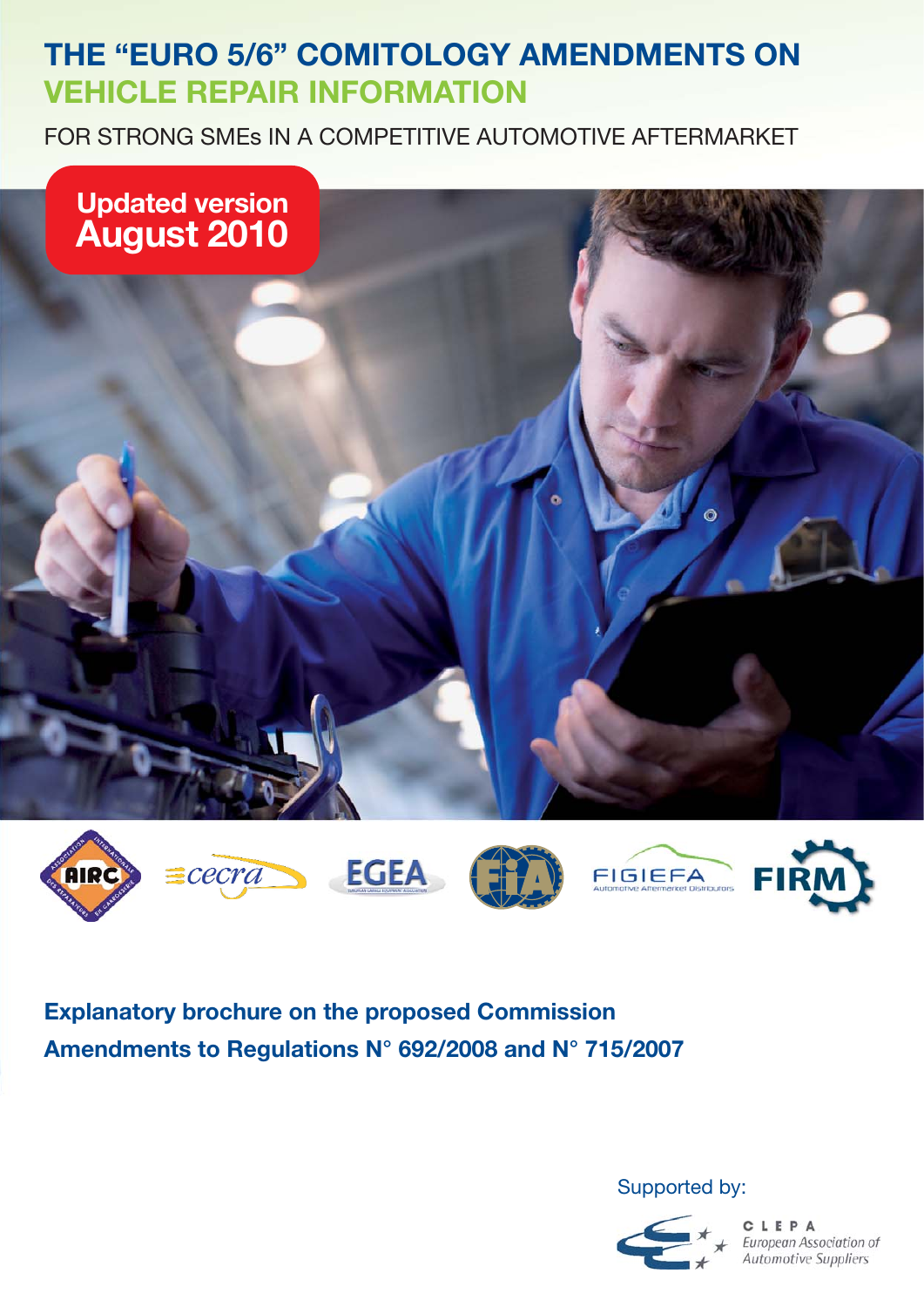# THE "EURO 5/6" COMITOLOGY AMENDMENTS ON VEHICLE REPAIR INFORMATION

FOR STRONG SMEs IN A COMPETITIVE AUTOMOTIVE AFTERMARKET

**Updated version August 2010**

AIRC · cecra · EGEA · FIA · FIGIEFA · FIRM

**Explanatory brochure on the proposed Commission Amendments to Regulations N° 692/2008 and N° 715/2007**

Supported by:

CLEPA
European Association of Automotive Suppliers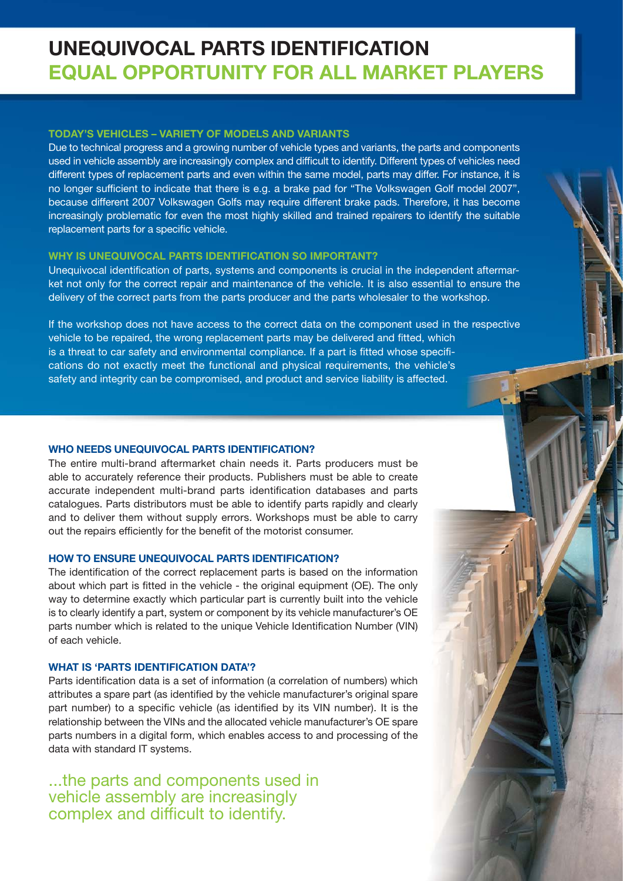# UNEQUIVOCAL PARTS IDENTIFICATION
# EQUAL OPPORTUNITY FOR ALL MARKET PLAYERS

### TODAY'S VEHICLES – VARIETY OF MODELS AND VARIANTS

Due to technical progress and a growing number of vehicle types and variants, the parts and components used in vehicle assembly are increasingly complex and difficult to identify. Different types of vehicles need different types of replacement parts and even within the same model, parts may differ. For instance, it is no longer sufficient to indicate that there is e.g. a brake pad for "The Volkswagen Golf model 2007", because different 2007 Volkswagen Golfs may require different brake pads. Therefore, it has become increasingly problematic for even the most highly skilled and trained repairers to identify the suitable replacement parts for a specific vehicle.

### WHY IS UNEQUIVOCAL PARTS IDENTIFICATION SO IMPORTANT?

Unequivocal identification of parts, systems and components is crucial in the independent aftermarket not only for the correct repair and maintenance of the vehicle. It is also essential to ensure the delivery of the correct parts from the parts producer and the parts wholesaler to the workshop.

If the workshop does not have access to the correct data on the component used in the respective vehicle to be repaired, the wrong replacement parts may be delivered and fitted, which is a threat to car safety and environmental compliance. If a part is fitted whose specifications do not exactly meet the functional and physical requirements, the vehicle's safety and integrity can be compromised, and product and service liability is affected.

### WHO NEEDS UNEQUIVOCAL PARTS IDENTIFICATION?

The entire multi-brand aftermarket chain needs it. Parts producers must be able to accurately reference their products. Publishers must be able to create accurate independent multi-brand parts identification databases and parts catalogues. Parts distributors must be able to identify parts rapidly and clearly and to deliver them without supply errors. Workshops must be able to carry out the repairs efficiently for the benefit of the motorist consumer.

### HOW TO ENSURE UNEQUIVOCAL PARTS IDENTIFICATION?

The identification of the correct replacement parts is based on the information about which part is fitted in the vehicle - the original equipment (OE). The only way to determine exactly which particular part is currently built into the vehicle is to clearly identify a part, system or component by its vehicle manufacturer's OE parts number which is related to the unique Vehicle Identification Number (VIN) of each vehicle.

### WHAT IS 'PARTS IDENTIFICATION DATA'?

Parts identification data is a set of information (a correlation of numbers) which attributes a spare part (as identified by the vehicle manufacturer's original spare part number) to a specific vehicle (as identified by its VIN number). It is the relationship between the VINs and the allocated vehicle manufacturer's OE spare parts numbers in a digital form, which enables access to and processing of the data with standard IT systems.

...the parts and components used in vehicle assembly are increasingly complex and difficult to identify.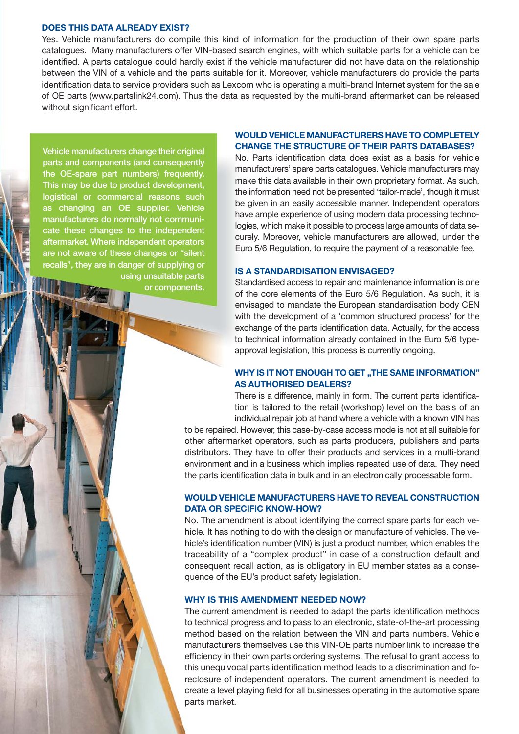## DOES THIS DATA ALREADY EXIST?

Yes. Vehicle manufacturers do compile this kind of information for the production of their own spare parts catalogues. Many manufacturers offer VIN-based search engines, with which suitable parts for a vehicle can be identified. A parts catalogue could hardly exist if the vehicle manufacturer did not have data on the relationship between the VIN of a vehicle and the parts suitable for it. Moreover, vehicle manufacturers do provide the parts identification data to service providers such as Lexcom who is operating a multi-brand Internet system for the sale of OE parts (www.partslink24.com). Thus the data as requested by the multi-brand aftermarket can be released without significant effort.

Vehicle manufacturers change their original parts and components (and consequently the OE-spare part numbers) frequently. This may be due to product development, logistical or commercial reasons such as changing an OE supplier. Vehicle manufacturers do normally not communicate these changes to the independent aftermarket. Where independent operators are not aware of these changes or "silent recalls", they are in danger of supplying or using unsuitable parts or components.

## WOULD VEHICLE MANUFACTURERS HAVE TO COMPLETELY CHANGE THE STRUCTURE OF THEIR PARTS DATABASES?

No. Parts identification data does exist as a basis for vehicle manufacturers' spare parts catalogues. Vehicle manufacturers may make this data available in their own proprietary format. As such, the information need not be presented 'tailor-made', though it must be given in an easily accessible manner. Independent operators have ample experience of using modern data processing technologies, which make it possible to process large amounts of data securely. Moreover, vehicle manufacturers are allowed, under the Euro 5/6 Regulation, to require the payment of a reasonable fee.

## IS A STANDARDISATION ENVISAGED?

Standardised access to repair and maintenance information is one of the core elements of the Euro 5/6 Regulation. As such, it is envisaged to mandate the European standardisation body CEN with the development of a 'common structured process' for the exchange of the parts identification data. Actually, for the access to technical information already contained in the Euro 5/6 type-approval legislation, this process is currently ongoing.

## WHY IS IT NOT ENOUGH TO GET „THE SAME INFORMATION" AS AUTHORISED DEALERS?

There is a difference, mainly in form. The current parts identification is tailored to the retail (workshop) level on the basis of an individual repair job at hand where a vehicle with a known VIN has to be repaired. However, this case-by-case access mode is not at all suitable for other aftermarket operators, such as parts producers, publishers and parts distributors. They have to offer their products and services in a multi-brand environment and in a business which implies repeated use of data. They need the parts identification data in bulk and in an electronically processable form.

## WOULD VEHICLE MANUFACTURERS HAVE TO REVEAL CONSTRUCTION DATA OR SPECIFIC KNOW-HOW?

No. The amendment is about identifying the correct spare parts for each vehicle. It has nothing to do with the design or manufacture of vehicles. The vehicle's identification number (VIN) is just a product number, which enables the traceability of a "complex product" in case of a construction default and consequent recall action, as is obligatory in EU member states as a consequence of the EU's product safety legislation.

## WHY IS THIS AMENDMENT NEEDED NOW?

The current amendment is needed to adapt the parts identification methods to technical progress and to pass to an electronic, state-of-the-art processing method based on the relation between the VIN and parts numbers. Vehicle manufacturers themselves use this VIN-OE parts number link to increase the efficiency in their own parts ordering systems. The refusal to grant access to this unequivocal parts identification method leads to a discrimination and foreclosure of independent operators. The current amendment is needed to create a level playing field for all businesses operating in the automotive spare parts market.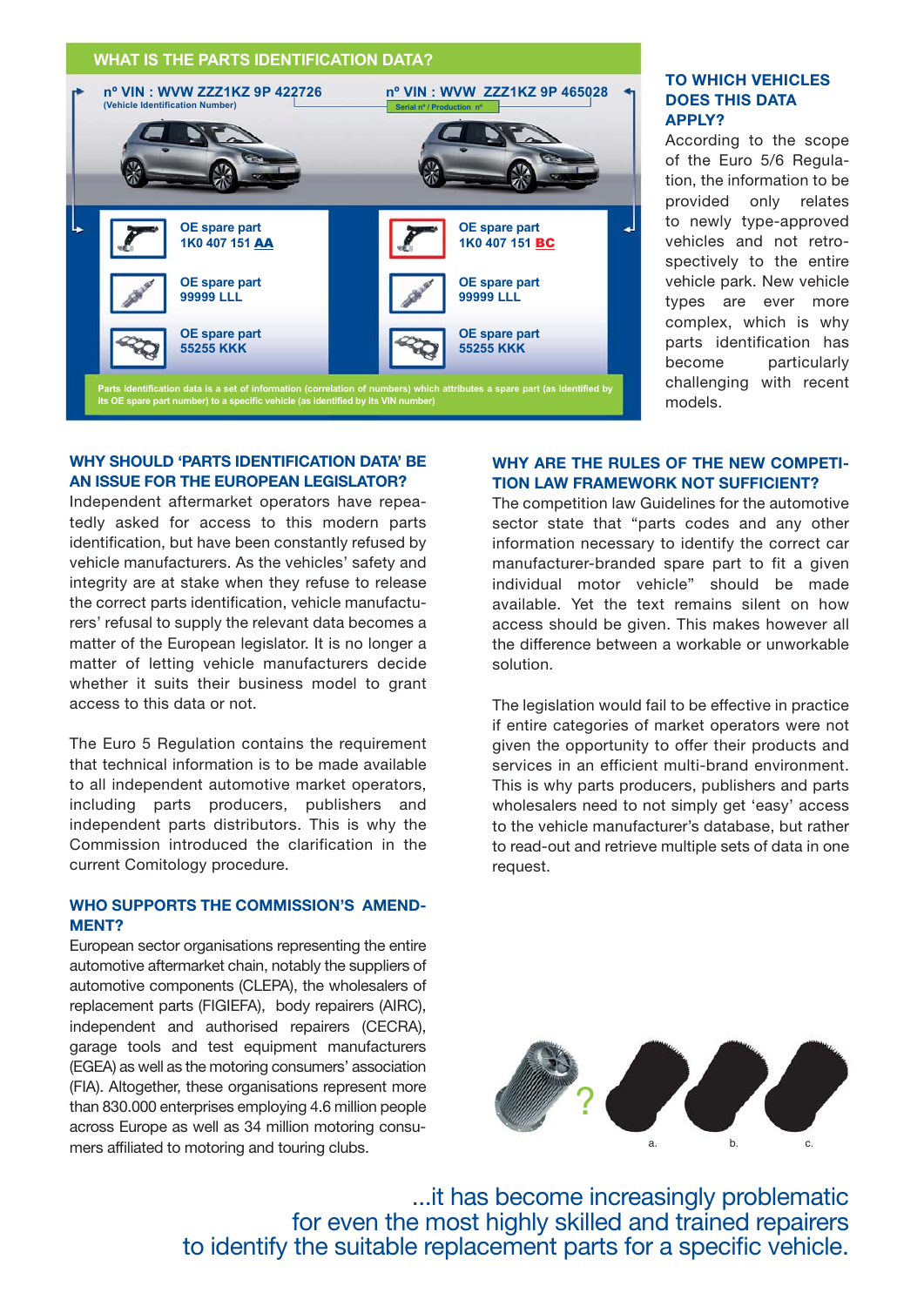## WHAT IS THE PARTS IDENTIFICATION DATA?

nº VIN : WVW ZZZ1KZ 9P 422726
(Vehicle Identification Number)

nº VIN : WVW ZZZ1KZ 9P 465028
Serial nº / Production nº

OE spare part
1K0 407 151 **AA**

OE spare part
99999 LLL

OE spare part
55255 KKK

OE spare part
1K0 407 151 **BC**

OE spare part
99999 LLL

OE spare part
55255 KKK

Parts identification data is a set of information (correlation of numbers) which attributes a spare part (as identified by its OE spare part number) to a specific vehicle (as identified by its VIN number)

### TO WHICH VEHICLES DOES THIS DATA APPLY?

According to the scope of the Euro 5/6 Regulation, the information to be provided only relates to newly type-approved vehicles and not retrospectively to the entire vehicle park. New vehicle types are ever more complex, which is why parts identification has become particularly challenging with recent models.

### WHY SHOULD 'PARTS IDENTIFICATION DATA' BE AN ISSUE FOR THE EUROPEAN LEGISLATOR?

Independent aftermarket operators have repeatedly asked for access to this modern parts identification, but have been constantly refused by vehicle manufacturers. As the vehicles' safety and integrity are at stake when they refuse to release the correct parts identification, vehicle manufacturers' refusal to supply the relevant data becomes a matter of the European legislator. It is no longer a matter of letting vehicle manufacturers decide whether it suits their business model to grant access to this data or not.

The Euro 5 Regulation contains the requirement that technical information is to be made available to all independent automotive market operators, including parts producers, publishers and independent parts distributors. This is why the Commission introduced the clarification in the current Comitology procedure.

### WHO SUPPORTS THE COMMISSION'S AMENDMENT?

European sector organisations representing the entire automotive aftermarket chain, notably the suppliers of automotive components (CLEPA), the wholesalers of replacement parts (FIGIEFA), body repairers (AIRC), independent and authorised repairers (CECRA), garage tools and test equipment manufacturers (EGEA) as well as the motoring consumers' association (FIA). Altogether, these organisations represent more than 830.000 enterprises employing 4.6 million people across Europe as well as 34 million motoring consumers affiliated to motoring and touring clubs.

### WHY ARE THE RULES OF THE NEW COMPETITION LAW FRAMEWORK NOT SUFFICIENT?

The competition law Guidelines for the automotive sector state that "parts codes and any other information necessary to identify the correct car manufacturer-branded spare part to fit a given individual motor vehicle" should be made available. Yet the text remains silent on how access should be given. This makes however all the difference between a workable or unworkable solution.

The legislation would fail to be effective in practice if entire categories of market operators were not given the opportunity to offer their products and services in an efficient multi-brand environment. This is why parts producers, publishers and parts wholesalers need to not simply get 'easy' access to the vehicle manufacturer's database, but rather to read-out and retrieve multiple sets of data in one request.

? a. b. c.

...it has become increasingly problematic
for even the most highly skilled and trained repairers
to identify the suitable replacement parts for a specific vehicle.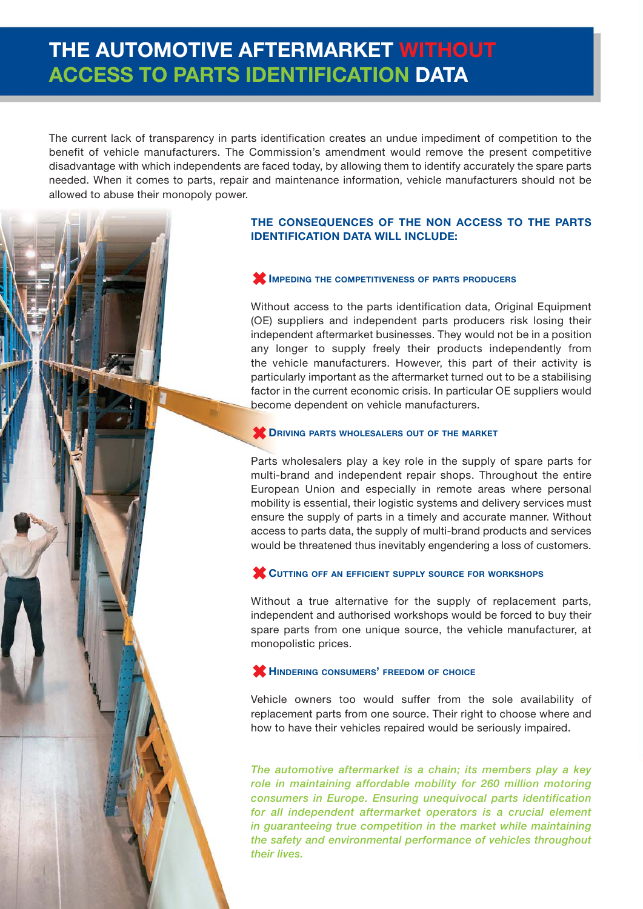# THE AUTOMOTIVE AFTERMARKET WITHOUT ACCESS TO PARTS IDENTIFICATION DATA

The current lack of transparency in parts identification creates an undue impediment of competition to the benefit of vehicle manufacturers. The Commission's amendment would remove the present competitive disadvantage with which independents are faced today, by allowing them to identify accurately the spare parts needed. When it comes to parts, repair and maintenance information, vehicle manufacturers should not be allowed to abuse their monopoly power.

## THE CONSEQUENCES OF THE NON ACCESS TO THE PARTS IDENTIFICATION DATA WILL INCLUDE:

### ✖ Impeding the competitiveness of parts producers

Without access to the parts identification data, Original Equipment (OE) suppliers and independent parts producers risk losing their independent aftermarket businesses. They would not be in a position any longer to supply freely their products independently from the vehicle manufacturers. However, this part of their activity is particularly important as the aftermarket turned out to be a stabilising factor in the current economic crisis. In particular OE suppliers would become dependent on vehicle manufacturers.

### ✖ Driving parts wholesalers out of the market

Parts wholesalers play a key role in the supply of spare parts for multi-brand and independent repair shops. Throughout the entire European Union and especially in remote areas where personal mobility is essential, their logistic systems and delivery services must ensure the supply of parts in a timely and accurate manner. Without access to parts data, the supply of multi-brand products and services would be threatened thus inevitably engendering a loss of customers.

### ✖ Cutting off an efficient supply source for workshops

Without a true alternative for the supply of replacement parts, independent and authorised workshops would be forced to buy their spare parts from one unique source, the vehicle manufacturer, at monopolistic prices.

### ✖ Hindering consumers' freedom of choice

Vehicle owners too would suffer from the sole availability of replacement parts from one source. Their right to choose where and how to have their vehicles repaired would be seriously impaired.

*The automotive aftermarket is a chain; its members play a key role in maintaining affordable mobility for 260 million motoring consumers in Europe. Ensuring unequivocal parts identification for all independent aftermarket operators is a crucial element in guaranteeing true competition in the market while maintaining the safety and environmental performance of vehicles throughout their lives.*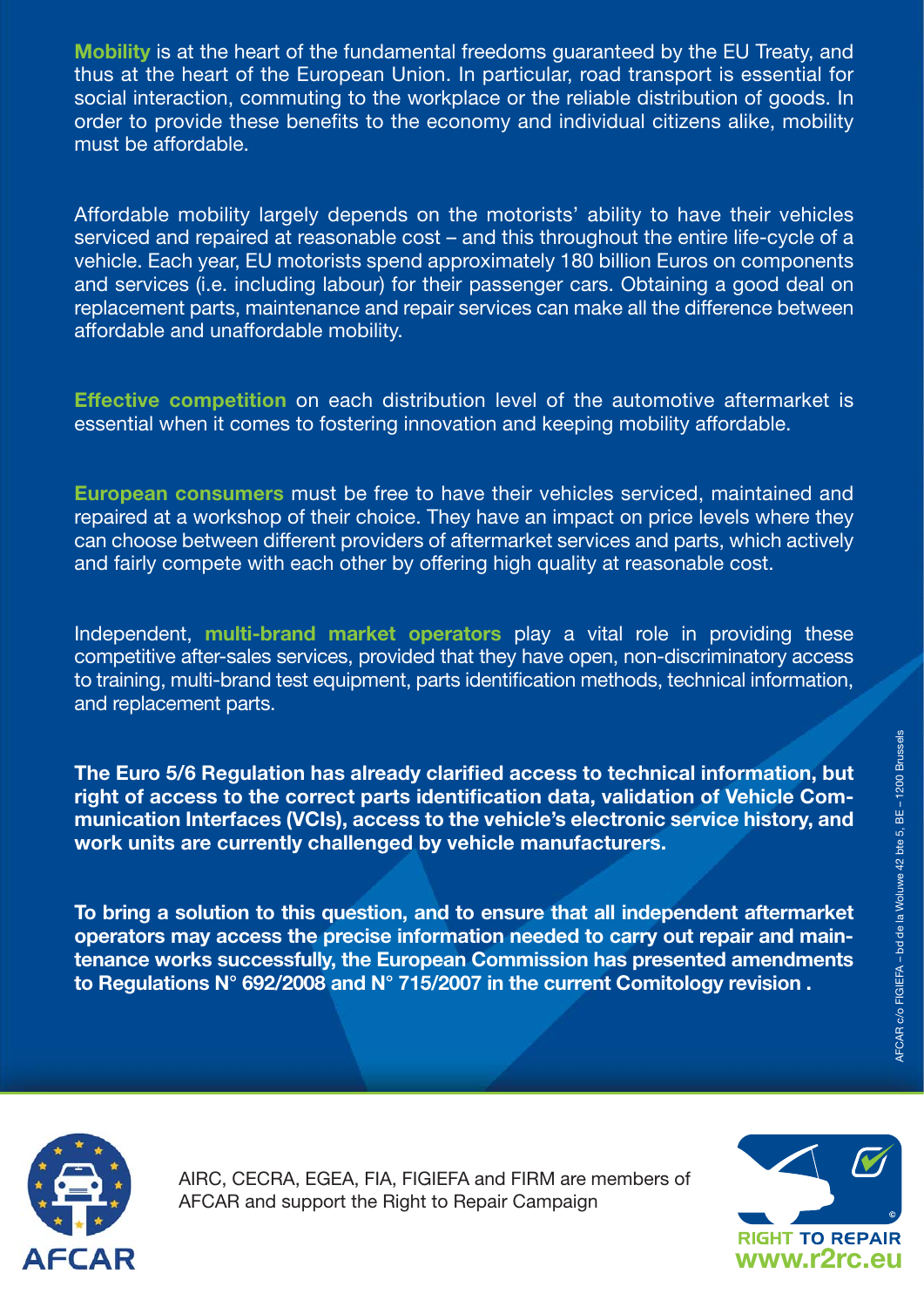**Mobility** is at the heart of the fundamental freedoms guaranteed by the EU Treaty, and thus at the heart of the European Union. In particular, road transport is essential for social interaction, commuting to the workplace or the reliable distribution of goods. In order to provide these benefits to the economy and individual citizens alike, mobility must be affordable.

Affordable mobility largely depends on the motorists' ability to have their vehicles serviced and repaired at reasonable cost – and this throughout the entire life-cycle of a vehicle. Each year, EU motorists spend approximately 180 billion Euros on components and services (i.e. including labour) for their passenger cars. Obtaining a good deal on replacement parts, maintenance and repair services can make all the difference between affordable and unaffordable mobility.

**Effective competition** on each distribution level of the automotive aftermarket is essential when it comes to fostering innovation and keeping mobility affordable.

**European consumers** must be free to have their vehicles serviced, maintained and repaired at a workshop of their choice. They have an impact on price levels where they can choose between different providers of aftermarket services and parts, which actively and fairly compete with each other by offering high quality at reasonable cost.

Independent, **multi-brand market operators** play a vital role in providing these competitive after-sales services, provided that they have open, non-discriminatory access to training, multi-brand test equipment, parts identification methods, technical information, and replacement parts.

**The Euro 5/6 Regulation has already clarified access to technical information, but right of access to the correct parts identification data, validation of Vehicle Communication Interfaces (VCIs), access to the vehicle's electronic service history, and work units are currently challenged by vehicle manufacturers.**

**To bring a solution to this question, and to ensure that all independent aftermarket operators may access the precise information needed to carry out repair and maintenance works successfully, the European Commission has presented amendments to Regulations N° 692/2008 and N° 715/2007 in the current Comitology revision .**

AFCAR c/o FIGIEFA – bd de la Woluwe 42 bte 5, BE – 1200 Brussels

AFCAR

AIRC, CECRA, EGEA, FIA, FIGIEFA and FIRM are members of AFCAR and support the Right to Repair Campaign

RIGHT TO REPAIR
www.r2rc.eu